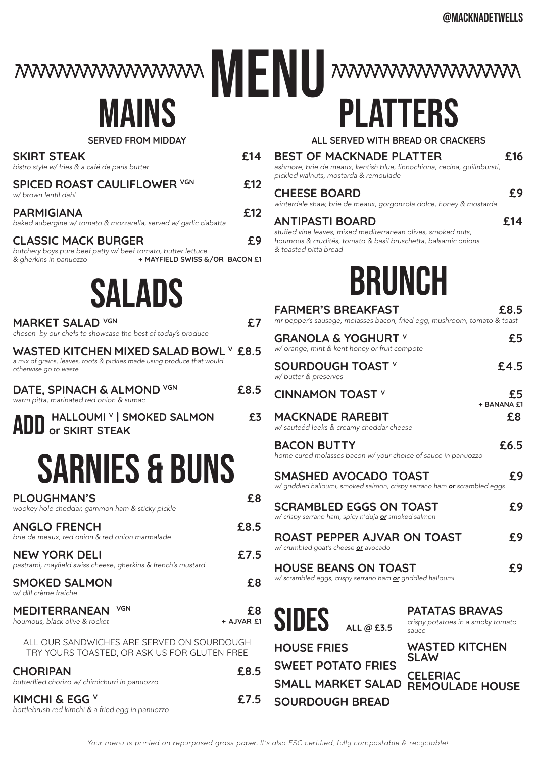@MACKNADETWELLS

# MENU

## MAINS

SERVED FROM MIDDAY

**SKIRT STEAK** £14
*bistro style w/ fries & a café de paris butter*

**SPICED ROAST CAULIFLOWER** VGN £12
*w/ brown lentil dahl*

**PARMIGIANA** £12
*baked aubergine w/ tomato & mozzarella, served w/ garlic ciabatta*

**CLASSIC MACK BURGER** £9
*butchery boys pure beef patty w/ beef tomato, butter lettuce & gherkins in panuozzo*
+ MAYFIELD SWISS &/OR BACON £1

## SALADS

**MARKET SALAD** VGN £7
*chosen by our chefs to showcase the best of today's produce*

**WASTED KITCHEN MIXED SALAD BOWL** V £8.5
*a mix of grains, leaves, roots & pickles made using produce that would otherwise go to waste*

**DATE, SPINACH & ALMOND** VGN £8.5
*warm pitta, marinated red onion & sumac*

**ADD** HALLOUMI V | SMOKED SALMON or SKIRT STEAK £3

## SARNIES & BUNS

**PLOUGHMAN'S** £8
*wookey hole cheddar, gammon ham & sticky pickle*

**ANGLO FRENCH** £8.5
*brie de meaux, red onion & red onion marmalade*

**NEW YORK DELI** £7.5
*pastrami, mayfield swiss cheese, gherkins & french's mustard*

**SMOKED SALMON** £8
*w/ dill crème fraîche*

**MEDITERRANEAN** VGN £8
*houmous, black olive & rocket*
+ AJVAR £1

ALL OUR SANDWICHES ARE SERVED ON SOURDOUGH
TRY YOURS TOASTED, OR ASK US FOR GLUTEN FREE

**CHORIPAN** £8.5
*butterflied chorizo w/ chimichurri in panuozzo*

**KIMCHI & EGG** V £7.5
*bottlebrush red kimchi & a fried egg in panuozzo*

## PLATTERS

ALL SERVED WITH BREAD OR CRACKERS

**BEST OF MACKNADE PLATTER** £16
*ashmore, brie de meaux, kentish blue, finnochiona, cecina, guilinbursti, pickled walnuts, mostarda & remoulade*

**CHEESE BOARD** £9
*winterdale shaw, brie de meaux, gorgonzola dolce, honey & mostarda*

**ANTIPASTI BOARD** £14
*stuffed vine leaves, mixed mediterranean olives, smoked nuts, houmous & crudités, tomato & basil bruschetta, balsamic onions & toasted pitta bread*

## BRUNCH

**FARMER'S BREAKFAST** £8.5
*mr pepper's sausage, molasses bacon, fried egg, mushroom, tomato & toast*

**GRANOLA & YOGHURT** V £5
*w/ orange, mint & kent honey or fruit compote*

**SOURDOUGH TOAST** V £4.5
*w/ butter & preserves*

**CINNAMON TOAST** V £5
+ BANANA £1

**MACKNADE RAREBIT** £8
*w/ sauteéd leeks & creamy cheddar cheese*

**BACON BUTTY** £6.5
*home cured molasses bacon w/ your choice of sauce in panuozzo*

**SMASHED AVOCADO TOAST** £9
*w/ griddled halloumi, smoked salmon, crispy serrano ham **or** scrambled eggs*

**SCRAMBLED EGGS ON TOAST** £9
*w/ crispy serrano ham, spicy n'duja **or** smoked salmon*

**ROAST PEPPER AJVAR ON TOAST** £9
*w/ crumbled goat's cheese **or** avocado*

**HOUSE BEANS ON TOAST** £9
*w/ scrambled eggs, crispy serrano ham **or** griddled halloumi*

## SIDES

ALL @ £3.5

**HOUSE FRIES**

**SWEET POTATO FRIES**

**SMALL MARKET SALAD**

**SOURDOUGH BREAD**

**PATATAS BRAVAS**
*crispy potatoes in a smoky tomato sauce*

**WASTED KITCHEN SLAW**

**CELERIAC REMOULADE HOUSE**

*Your menu is printed on repurposed grass paper. It's also FSC certified, fully compostable & recyclable!*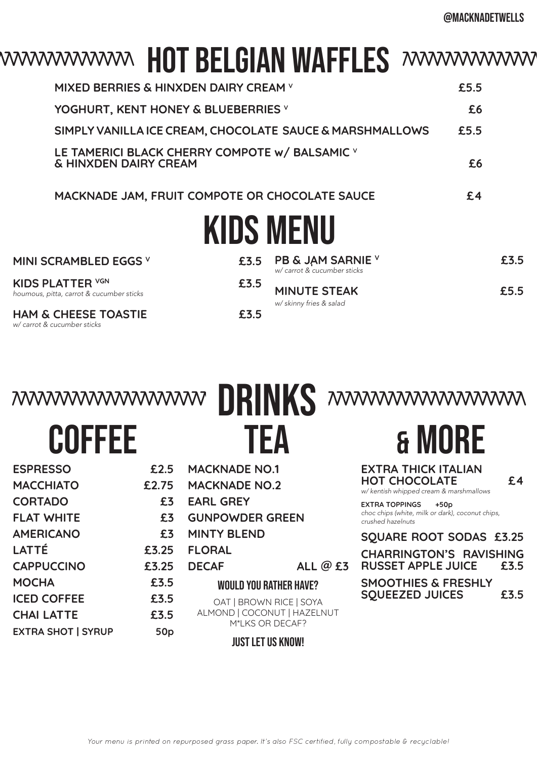@MACKNADETWELLS

# HOT BELGIAN WAFFLES

| Item | Price |
| --- | --- |
| MIXED BERRIES & HINXDEN DAIRY CREAM V | £5.5 |
| YOGHURT, KENT HONEY & BLUEBERRIES V | £6 |
| SIMPLY VANILLA ICE CREAM, CHOCOLATE SAUCE & MARSHMALLOWS | £5.5 |
| LE TAMERICI BLACK CHERRY COMPOTE w/ BALSAMIC V & HINXDEN DAIRY CREAM | £6 |
| MACKNADE JAM, FRUIT COMPOTE OR CHOCOLATE SAUCE | £4 |

# KIDS MENU

**MINI SCRAMBLED EGGS** V — £3.5

**KIDS PLATTER** VGN — £3.5
*houmous, pitta, carrot & cucumber sticks*

**HAM & CHEESE TOASTIE** — £3.5
*w/ carrot & cucumber sticks*

**PB & JAM SARNIE** V — £3.5
*w/ carrot & cucumber sticks*

**MINUTE STEAK** — £5.5
*w/ skinny fries & salad*

# DRINKS

## COFFEE

| Item | Price |
| --- | --- |
| ESPRESSO | £2.5 |
| MACCHIATO | £2.75 |
| CORTADO | £3 |
| FLAT WHITE | £3 |
| AMERICANO | £3 |
| LATTÉ | £3.25 |
| CAPPUCCINO | £3.25 |
| MOCHA | £3.5 |
| ICED COFFEE | £3.5 |
| CHAI LATTE | £3.5 |
| EXTRA SHOT \| SYRUP | 50p |

## TEA

- MACKNADE NO.1
- MACKNADE NO.2
- EARL GREY
- GUNPOWDER GREEN
- MINTY BLEND
- FLORAL
- DECAF

ALL @ £3

### WOULD YOU RATHER HAVE?

OAT | BROWN RICE | SOYA
ALMOND | COCONUT | HAZELNUT
M*LKS OR DECAF?

**JUST LET US KNOW!**

## & MORE

**EXTRA THICK ITALIAN HOT CHOCOLATE** — £4
*w/ kentish whipped cream & marshmallows*

**EXTRA TOPPINGS** +50p
*choc chips (white, milk or dark), coconut chips, crushed hazelnuts*

**SQUARE ROOT SODAS** — £3.25

**CHARRINGTON'S RAVISHING RUSSET APPLE JUICE** — £3.5

**SMOOTHIES & FRESHLY SQUEEZED JUICES** — £3.5

*Your menu is printed on repurposed grass paper. It's also FSC certified, fully compostable & recyclable!*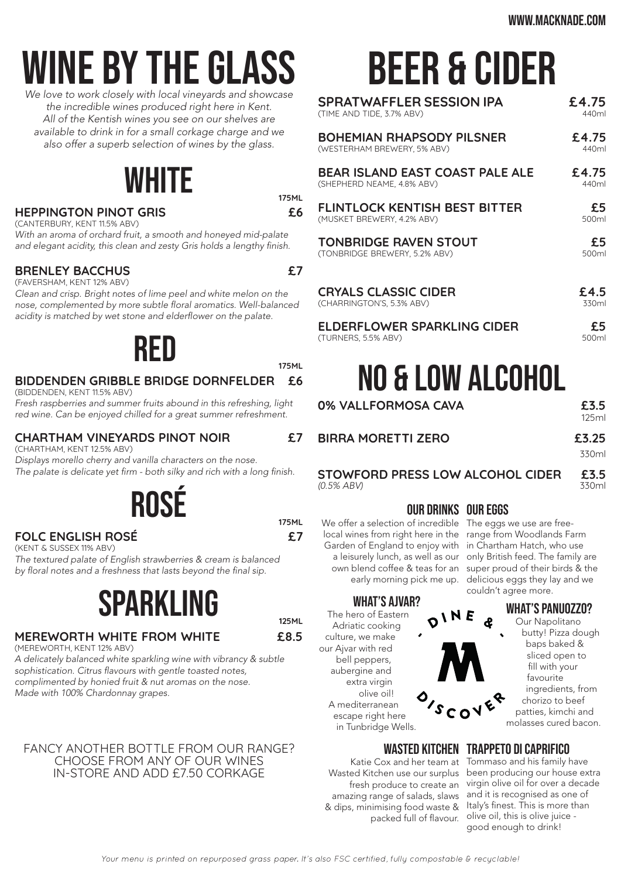WWW.MACKNADE.COM

# WINE BY THE GLASS

*We love to work closely with local vineyards and showcase the incredible wines produced right here in Kent. All of the Kentish wines you see on our shelves are available to drink in for a small corkage charge and we also offer a superb selection of wines by the glass.*

## WHITE

**175ML**

**HEPPINGTON PINOT GRIS** **£6**
(CANTERBURY, KENT 11.5% ABV)
*With an aroma of orchard fruit, a smooth and honeyed mid-palate and elegant acidity, this clean and zesty Gris holds a lengthy finish.*

**BRENLEY BACCHUS** **£7**
(FAVERSHAM, KENT 12% ABV)
*Clean and crisp. Bright notes of lime peel and white melon on the nose, complemented by more subtle floral aromatics. Well-balanced acidity is matched by wet stone and elderflower on the palate.*

## RED

**175ML**

**BIDDENDEN GRIBBLE BRIDGE DORNFELDER** **£6**
(BIDDENDEN, KENT 11.5% ABV)
*Fresh raspberries and summer fruits abound in this refreshing, light red wine. Can be enjoyed chilled for a great summer refreshment.*

**CHARTHAM VINEYARDS PINOT NOIR** **£7**
(CHARTHAM, KENT 12.5% ABV)
*Displays morello cherry and vanilla characters on the nose. The palate is delicate yet firm - both silky and rich with a long finish.*

## ROSÉ

**175ML**

**FOLC ENGLISH ROSÉ** **£7**
(KENT & SUSSEX 11% ABV)
*The textured palate of English strawberries & cream is balanced by floral notes and a freshness that lasts beyond the final sip.*

## SPARKLING

**125ML**

**MEREWORTH WHITE FROM WHITE** **£8.5**
(MEREWORTH, KENT 12% ABV)
*A delicately balanced white sparkling wine with vibrancy & subtle sophistication. Citrus flavours with gentle toasted notes, complimented by honied fruit & nut aromas on the nose. Made with 100% Chardonnay grapes.*

FANCY ANOTHER BOTTLE FROM OUR RANGE? CHOOSE FROM ANY OF OUR WINES IN-STORE AND ADD £7.50 CORKAGE

# BEER & CIDER

**SPRATWAFFLER SESSION IPA** **£4.75**
(TIME AND TIDE, 3.7% ABV) 440ml

**BOHEMIAN RHAPSODY PILSNER** **£4.75**
(WESTERHAM BREWERY, 5% ABV) 440ml

**BEAR ISLAND EAST COAST PALE ALE** **£4.75**
(SHEPHERD NEAME, 4.8% ABV) 440ml

**FLINTLOCK KENTISH BEST BITTER** **£5**
(MUSKET BREWERY, 4.2% ABV) 500ml

**TONBRIDGE RAVEN STOUT** **£5**
(TONBRIDGE BREWERY, 5.2% ABV) 500ml

**CRYALS CLASSIC CIDER** **£4.5**
(CHARRINGTON'S, 5.3% ABV) 330ml

**ELDERFLOWER SPARKLING CIDER** **£5**
(TURNERS, 5.5% ABV) 500ml

# NO & LOW ALCOHOL

**0% VALLFORMOSA CAVA** **£3.5**
125ml

**BIRRA MORETTI ZERO** **£3.25**
330ml

**STOWFORD PRESS LOW ALCOHOL CIDER** **£3.5**
*(0.5% ABV)* 330ml

### OUR DRINKS

We offer a selection of incredible local wines from right here in the Garden of England to enjoy with a leisurely lunch, as well as our own blend coffee & teas for an early morning pick me up.

### OUR EGGS

The eggs we use are free-range from Woodlands Farm in Chartham Hatch, who use only British feed. The family are super proud of their birds & the delicious eggs they lay and we couldn't agree more.

### WHAT'S AJVAR?

The hero of Eastern Adriatic cooking culture, we make our Ajvar with red bell peppers, aubergine and extra virgin olive oil! A mediterranean escape right here in Tunbridge Wells.

DINE & DISCOVER

### WHAT'S PANUOZZO?

Our Napolitano butty! Pizza dough baps baked & sliced open to fill with your favourite ingredients, from chorizo to beef patties, kimchi and molasses cured bacon.

### WASTED KITCHEN

Katie Cox and her team at Wasted Kitchen use our surplus fresh produce to create an amazing range of salads, slaws & dips, minimising food waste & packed full of flavour.

### TRAPPETO DI CAPRIFICO

Tommaso and his family have been producing our house extra virgin olive oil for over a decade and it is recognised as one of Italy's finest. This is more than olive oil, this is olive juice - good enough to drink!

*Your menu is printed on repurposed grass paper. It's also FSC certified, fully compostable & recyclable!*